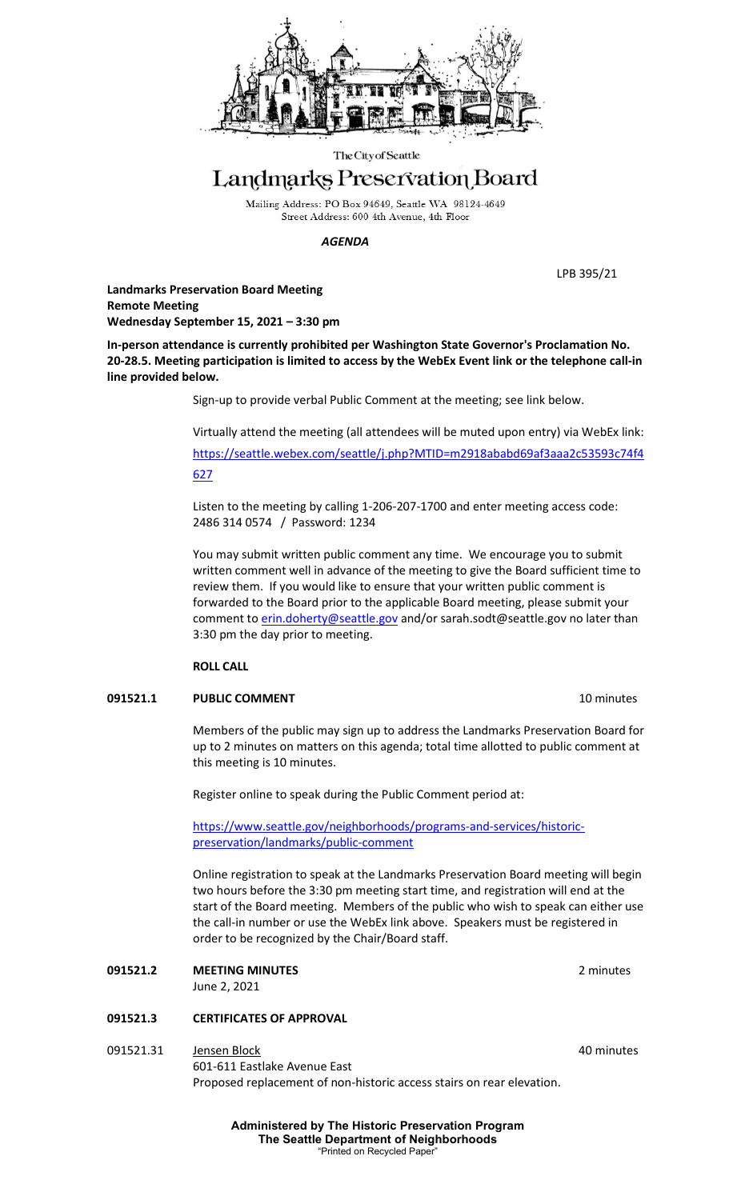The City of Seattle

# Landmarks Preservation Board

Mailing Address: PO Box 94649, Seattle WA 98124-4649
Street Address: 600 4th Avenue, 4th Floor

***AGENDA***

LPB 395/21

**Landmarks Preservation Board Meeting**
**Remote Meeting**
**Wednesday September 15, 2021 – 3:30 pm**

**In-person attendance is currently prohibited per Washington State Governor's Proclamation No. 20-28.5. Meeting participation is limited to access by the WebEx Event link or the telephone call-in line provided below.**

Sign-up to provide verbal Public Comment at the meeting; see link below.

Virtually attend the meeting (all attendees will be muted upon entry) via WebEx link: https://seattle.webex.com/seattle/j.php?MTID=m2918ababd69af3aaa2c53593c74f4627

Listen to the meeting by calling 1-206-207-1700 and enter meeting access code: 2486 314 0574 / Password: 1234

You may submit written public comment any time. We encourage you to submit written comment well in advance of the meeting to give the Board sufficient time to review them. If you would like to ensure that your written public comment is forwarded to the Board prior to the applicable Board meeting, please submit your comment to erin.doherty@seattle.gov and/or sarah.sodt@seattle.gov no later than 3:30 pm the day prior to meeting.

**ROLL CALL**

**091521.1 PUBLIC COMMENT** — 10 minutes

Members of the public may sign up to address the Landmarks Preservation Board for up to 2 minutes on matters on this agenda; total time allotted to public comment at this meeting is 10 minutes.

Register online to speak during the Public Comment period at:

https://www.seattle.gov/neighborhoods/programs-and-services/historic-preservation/landmarks/public-comment

Online registration to speak at the Landmarks Preservation Board meeting will begin two hours before the 3:30 pm meeting start time, and registration will end at the start of the Board meeting. Members of the public who wish to speak can either use the call-in number or use the WebEx link above. Speakers must be registered in order to be recognized by the Chair/Board staff.

**091521.2 MEETING MINUTES** — 2 minutes

June 2, 2021

**091521.3 CERTIFICATES OF APPROVAL**

091521.31 Jensen Block — 40 minutes

601-611 Eastlake Avenue East
Proposed replacement of non-historic access stairs on rear elevation.

**Administered by The Historic Preservation Program**
**The Seattle Department of Neighborhoods**
"Printed on Recycled Paper"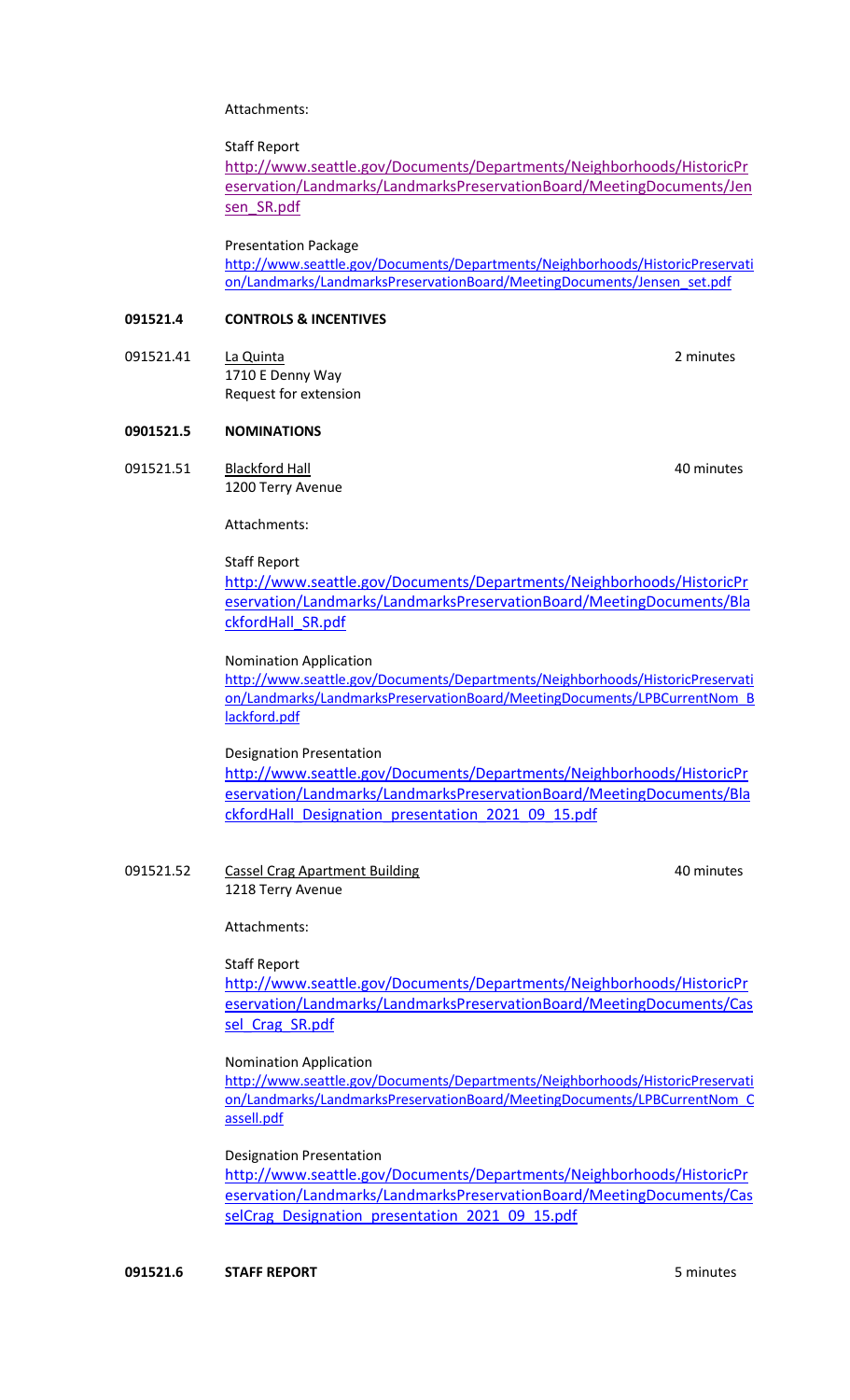Attachments:

Staff Report
http://www.seattle.gov/Documents/Departments/Neighborhoods/HistoricPreservation/Landmarks/LandmarksPreservationBoard/MeetingDocuments/Jensen_SR.pdf

Presentation Package
http://www.seattle.gov/Documents/Departments/Neighborhoods/HistoricPreservation/Landmarks/LandmarksPreservationBoard/MeetingDocuments/Jensen_set.pdf

**091521.4 CONTROLS & INCENTIVES**

091521.41 La Quinta — 2 minutes
1710 E Denny Way
Request for extension

**0901521.5 NOMINATIONS**

091521.51 Blackford Hall — 40 minutes
1200 Terry Avenue

Attachments:

Staff Report
http://www.seattle.gov/Documents/Departments/Neighborhoods/HistoricPreservation/Landmarks/LandmarksPreservationBoard/MeetingDocuments/BlackfordHall_SR.pdf

Nomination Application
http://www.seattle.gov/Documents/Departments/Neighborhoods/HistoricPreservation/Landmarks/LandmarksPreservationBoard/MeetingDocuments/LPBCurrentNom_Blackford.pdf

Designation Presentation
http://www.seattle.gov/Documents/Departments/Neighborhoods/HistoricPreservation/Landmarks/LandmarksPreservationBoard/MeetingDocuments/BlackfordHall_Designation_presentation_2021_09_15.pdf

091521.52 Cassel Crag Apartment Building — 40 minutes
1218 Terry Avenue

Attachments:

Staff Report
http://www.seattle.gov/Documents/Departments/Neighborhoods/HistoricPreservation/Landmarks/LandmarksPreservationBoard/MeetingDocuments/Cassel_Crag_SR.pdf

Nomination Application
http://www.seattle.gov/Documents/Departments/Neighborhoods/HistoricPreservation/Landmarks/LandmarksPreservationBoard/MeetingDocuments/LPBCurrentNom_Cassell.pdf

Designation Presentation
http://www.seattle.gov/Documents/Departments/Neighborhoods/HistoricPreservation/Landmarks/LandmarksPreservationBoard/MeetingDocuments/CasselCrag_Designation_presentation_2021_09_15.pdf

**091521.6 STAFF REPORT** — 5 minutes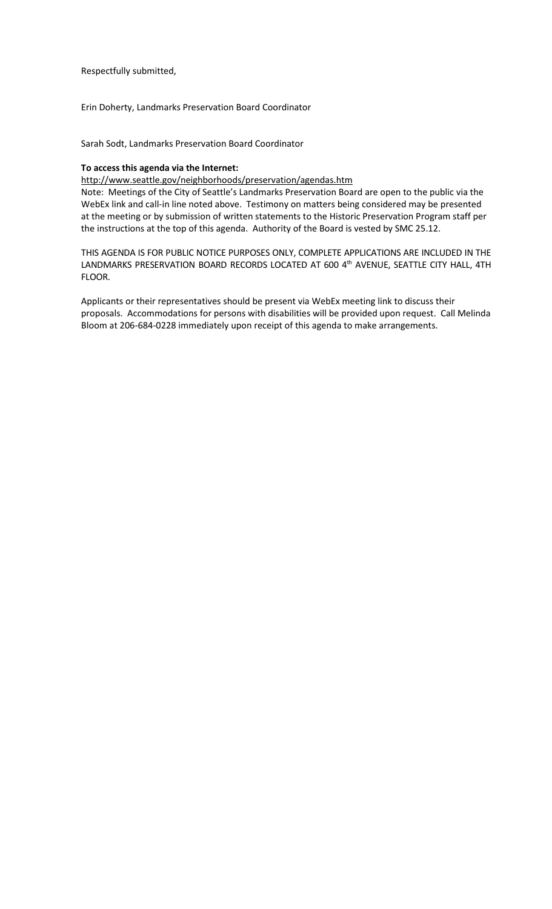Respectfully submitted,

Erin Doherty, Landmarks Preservation Board Coordinator

Sarah Sodt, Landmarks Preservation Board Coordinator

**To access this agenda via the Internet:**

http://www.seattle.gov/neighborhoods/preservation/agendas.htm

Note: Meetings of the City of Seattle's Landmarks Preservation Board are open to the public via the WebEx link and call-in line noted above. Testimony on matters being considered may be presented at the meeting or by submission of written statements to the Historic Preservation Program staff per the instructions at the top of this agenda. Authority of the Board is vested by SMC 25.12.

THIS AGENDA IS FOR PUBLIC NOTICE PURPOSES ONLY, COMPLETE APPLICATIONS ARE INCLUDED IN THE LANDMARKS PRESERVATION BOARD RECORDS LOCATED AT 600 4th AVENUE, SEATTLE CITY HALL, 4TH FLOOR.

Applicants or their representatives should be present via WebEx meeting link to discuss their proposals. Accommodations for persons with disabilities will be provided upon request. Call Melinda Bloom at 206-684-0228 immediately upon receipt of this agenda to make arrangements.